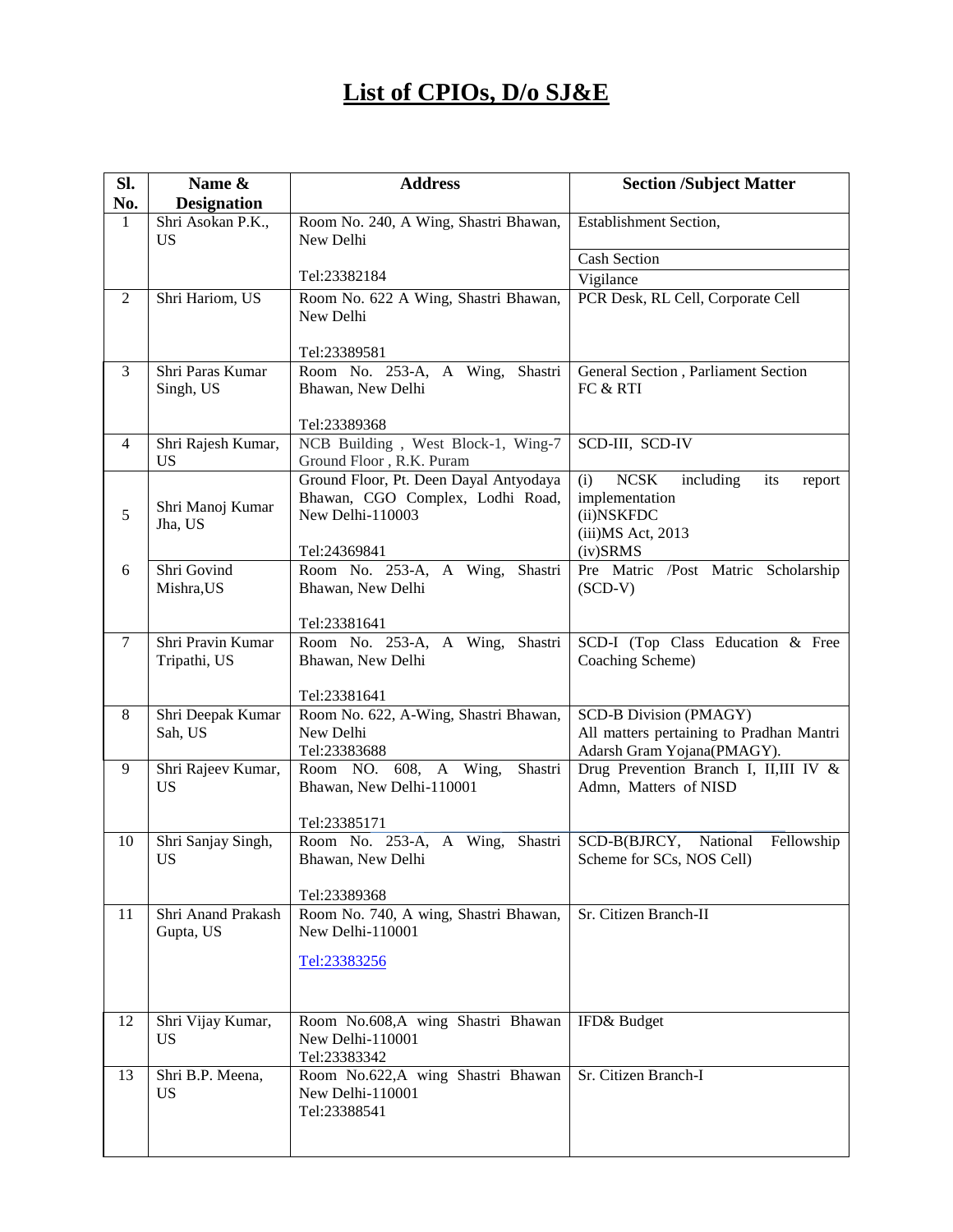# List of CPIOs, D/o SJ&E

| Sl. No. | Name & Designation | Address | Section /Subject Matter |
|---|---|---|---|
| 1 | Shri Asokan P.K., US | Room No. 240, A Wing, Shastri Bhawan, New Delhi<br><br>Tel:23382184 | Establishment Section,<br>Cash Section<br>Vigilance |
| 2 | Shri Hariom, US | Room No. 622 A Wing, Shastri Bhawan, New Delhi<br><br>Tel:23389581 | PCR Desk, RL Cell, Corporate Cell |
| 3 | Shri Paras Kumar Singh, US | Room No. 253-A, A Wing, Shastri Bhawan, New Delhi<br><br>Tel:23389368 | General Section , Parliament Section FC & RTI |
| 4 | Shri Rajesh Kumar, US | NCB Building , West Block-1, Wing-7 Ground Floor , R.K. Puram | SCD-III, SCD-IV |
| 5 | Shri Manoj Kumar Jha, US | Ground Floor, Pt. Deen Dayal Antyodaya Bhawan, CGO Complex, Lodhi Road, New Delhi-110003<br><br>Tel:24369841 | (i) NCSK including its report implementation<br>(ii)NSKFDC<br>(iii)MS Act, 2013<br>(iv)SRMS |
| 6 | Shri Govind Mishra,US | Room No. 253-A, A Wing, Shastri Bhawan, New Delhi<br><br>Tel:23381641 | Pre Matric /Post Matric Scholarship (SCD-V) |
| 7 | Shri Pravin Kumar Tripathi, US | Room No. 253-A, A Wing, Shastri Bhawan, New Delhi<br><br>Tel:23381641 | SCD-I (Top Class Education & Free Coaching Scheme) |
| 8 | Shri Deepak Kumar Sah, US | Room No. 622, A-Wing, Shastri Bhawan, New Delhi<br>Tel:23383688 | SCD-B Division (PMAGY)<br>All matters pertaining to Pradhan Mantri Adarsh Gram Yojana(PMAGY). |
| 9 | Shri Rajeev Kumar, US | Room NO. 608, A Wing, Shastri Bhawan, New Delhi-110001<br><br>Tel:23385171 | Drug Prevention Branch I, II,III IV & Admn, Matters of NISD |
| 10 | Shri Sanjay Singh, US | Room No. 253-A, A Wing, Shastri Bhawan, New Delhi<br><br>Tel:23389368 | SCD-B(BJRCY, National Fellowship Scheme for SCs, NOS Cell) |
| 11 | Shri Anand Prakash Gupta, US | Room No. 740, A wing, Shastri Bhawan, New Delhi-110001<br><br>Tel:23383256 | Sr. Citizen Branch-II |
| 12 | Shri Vijay Kumar, US | Room No.608,A wing Shastri Bhawan New Delhi-110001<br>Tel:23383342 | IFD& Budget |
| 13 | Shri B.P. Meena, US | Room No.622,A wing Shastri Bhawan New Delhi-110001<br>Tel:23388541 | Sr. Citizen Branch-I |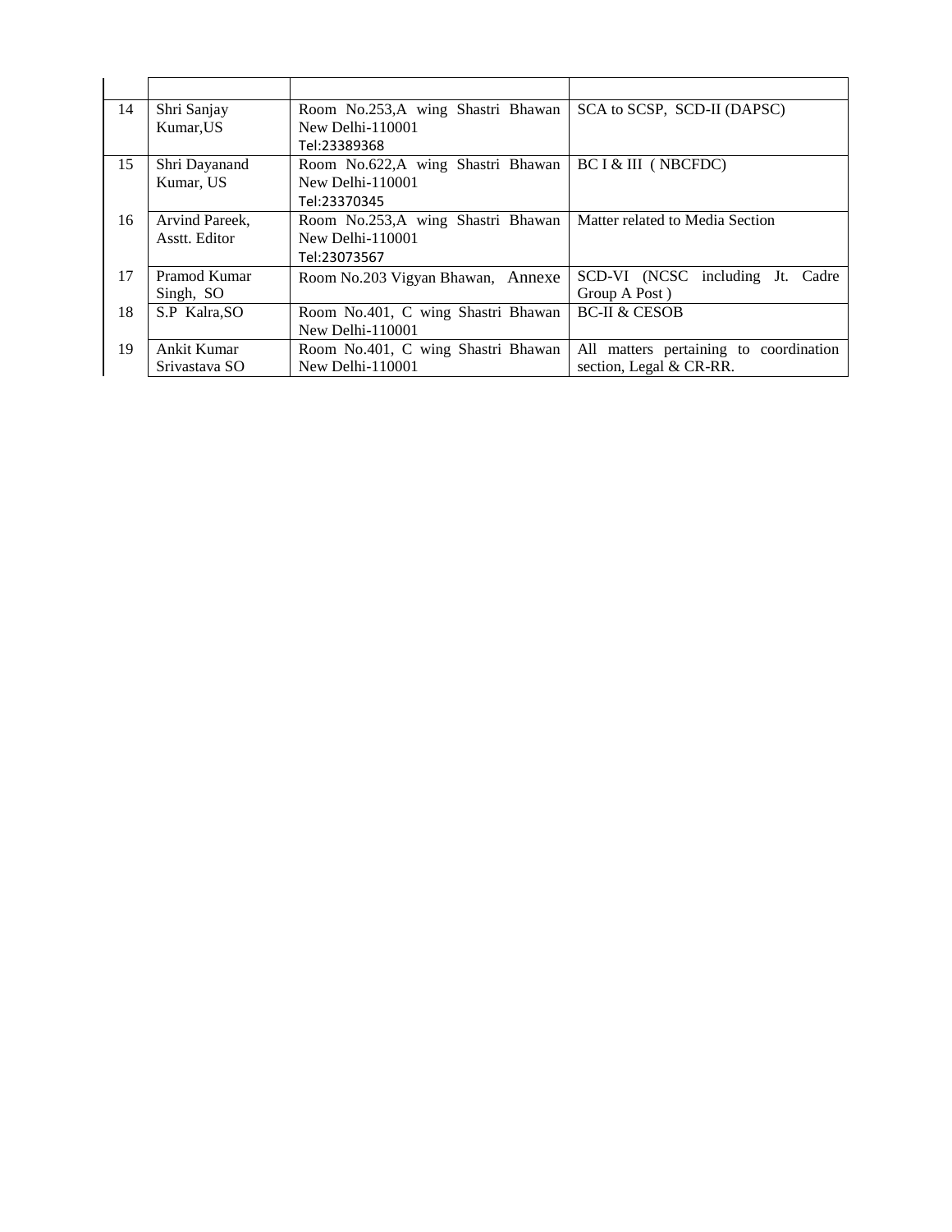| | | | |
|---|---|---|---|
| 14 | Shri Sanjay Kumar,US | Room No.253,A wing Shastri Bhawan New Delhi-110001 Tel:23389368 | SCA to SCSP, SCD-II (DAPSC) |
| 15 | Shri Dayanand Kumar, US | Room No.622,A wing Shastri Bhawan New Delhi-110001 Tel:23370345 | BC I & III ( NBCFDC) |
| 16 | Arvind Pareek, Asstt. Editor | Room No.253,A wing Shastri Bhawan New Delhi-110001 Tel:23073567 | Matter related to Media Section |
| 17 | Pramod Kumar Singh, SO | Room No.203 Vigyan Bhawan, Annexe | SCD-VI (NCSC including Jt. Cadre Group A Post ) |
| 18 | S.P Kalra,SO | Room No.401, C wing Shastri Bhawan New Delhi-110001 | BC-II & CESOB |
| 19 | Ankit Kumar Srivastava SO | Room No.401, C wing Shastri Bhawan New Delhi-110001 | All matters pertaining to coordination section, Legal & CR-RR. |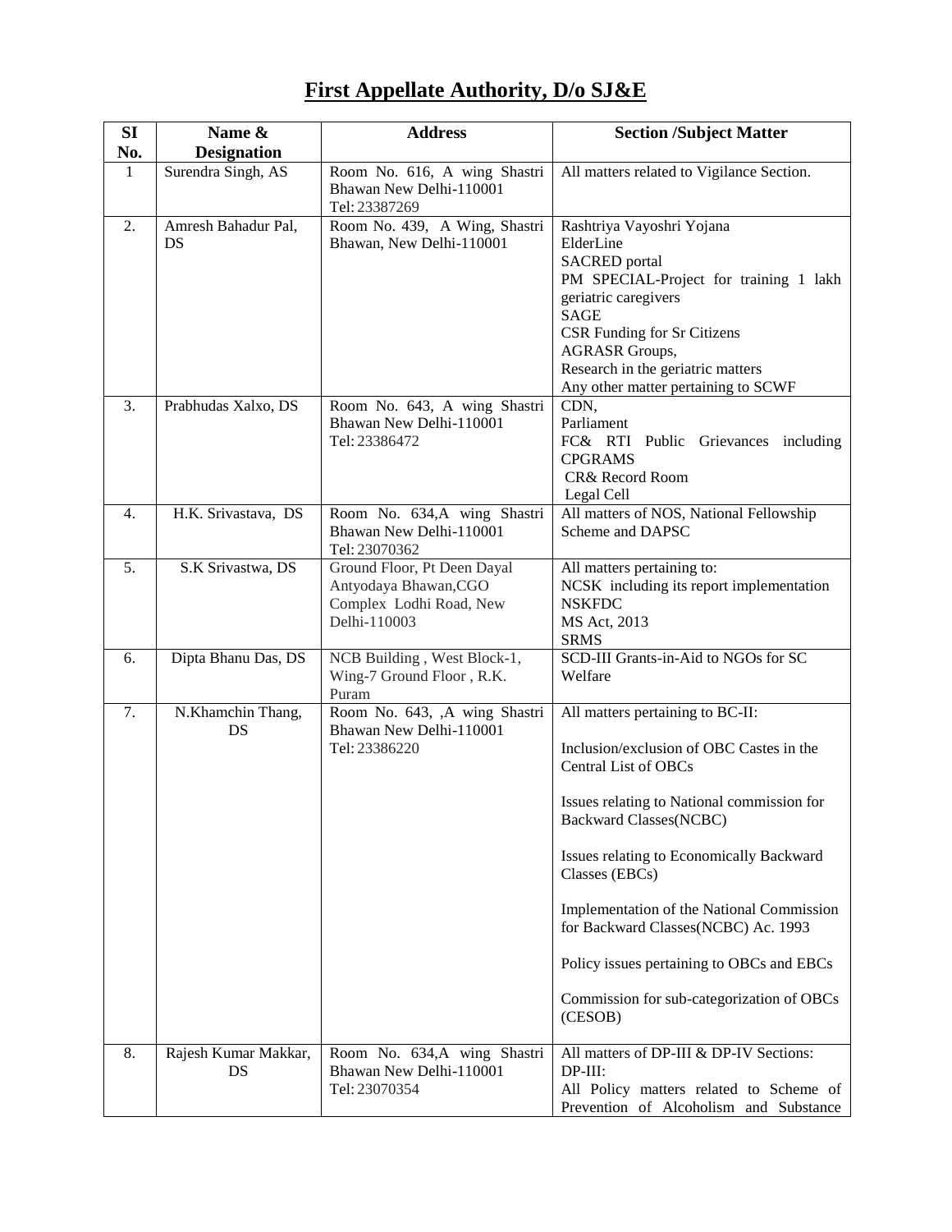# First Appellate Authority, D/o SJ&E

| SI No. | Name & Designation | Address | Section /Subject Matter |
|---|---|---|---|
| 1 | Surendra Singh, AS | Room No. 616, A wing Shastri Bhawan New Delhi-110001<br>Tel: 23387269 | All matters related to Vigilance Section. |
| 2. | Amresh Bahadur Pal, DS | Room No. 439, A Wing, Shastri Bhawan, New Delhi-110001 | Rashtriya Vayoshri Yojana<br>ElderLine<br>SACRED portal<br>PM SPECIAL-Project for training 1 lakh geriatric caregivers<br>SAGE<br>CSR Funding for Sr Citizens<br>AGRASR Groups,<br>Research in the geriatric matters<br>Any other matter pertaining to SCWF |
| 3. | Prabhudas Xalxo, DS | Room No. 643, A wing Shastri Bhawan New Delhi-110001<br>Tel: 23386472 | CDN,<br>Parliament<br>FC& RTI Public Grievances including CPGRAMS<br>CR& Record Room<br>Legal Cell |
| 4. | H.K. Srivastava, DS | Room No. 634,A wing Shastri Bhawan New Delhi-110001<br>Tel: 23070362 | All matters of NOS, National Fellowship Scheme and DAPSC |
| 5. | S.K Srivastwa, DS | Ground Floor, Pt Deen Dayal Antyodaya Bhawan,CGO Complex Lodhi Road, New Delhi-110003 | All matters pertaining to:<br>NCSK including its report implementation<br>NSKFDC<br>MS Act, 2013<br>SRMS |
| 6. | Dipta Bhanu Das, DS | NCB Building , West Block-1, Wing-7 Ground Floor , R.K. Puram | SCD-III Grants-in-Aid to NGOs for SC Welfare |
| 7. | N.Khamchin Thang, DS | Room No. 643, ,A wing Shastri Bhawan New Delhi-110001<br>Tel: 23386220 | All matters pertaining to BC-II:<br><br>Inclusion/exclusion of OBC Castes in the Central List of OBCs<br><br>Issues relating to National commission for Backward Classes(NCBC)<br><br>Issues relating to Economically Backward Classes (EBCs)<br><br>Implementation of the National Commission for Backward Classes(NCBC) Ac. 1993<br><br>Policy issues pertaining to OBCs and EBCs<br><br>Commission for sub-categorization of OBCs (CESOB) |
| 8. | Rajesh Kumar Makkar, DS | Room No. 634,A wing Shastri Bhawan New Delhi-110001<br>Tel: 23070354 | All matters of DP-III & DP-IV Sections:<br>DP-III:<br>All Policy matters related to Scheme of Prevention of Alcoholism and Substance |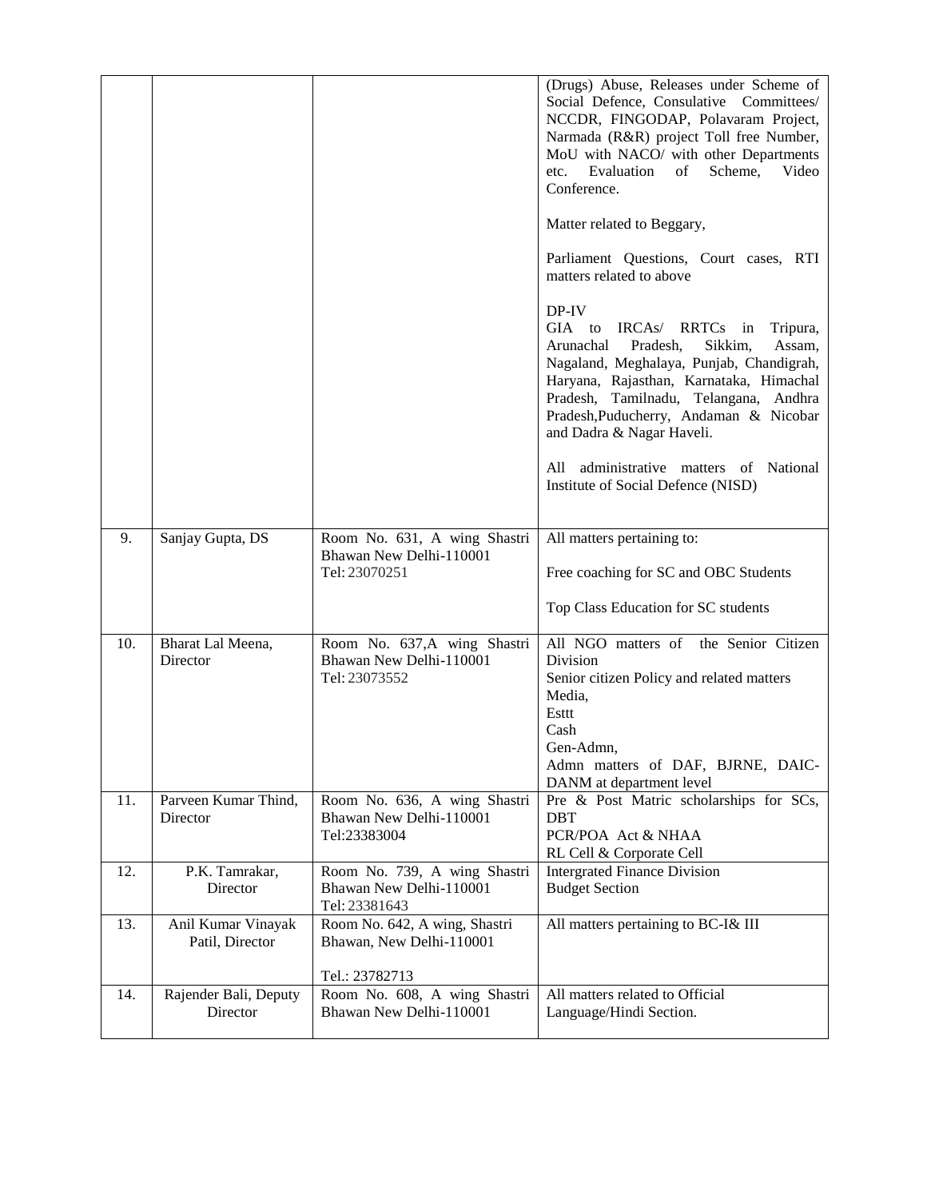| | | | |
|---|---|---|---|
| | | | (Drugs) Abuse, Releases under Scheme of Social Defence, Consulative Committees/ NCCDR, FINGODAP, Polavaram Project, Narmada (R&R) project Toll free Number, MoU with NACO/ with other Departments etc. Evaluation of Scheme, Video Conference.<br><br>Matter related to Beggary,<br><br>Parliament Questions, Court cases, RTI matters related to above<br><br>DP-IV<br>GIA to IRCAs/ RRTCs in Tripura, Arunachal Pradesh, Sikkim, Assam, Nagaland, Meghalaya, Punjab, Chandigrah, Haryana, Rajasthan, Karnataka, Himachal Pradesh, Tamilnadu, Telangana, Andhra Pradesh,Puducherry, Andaman & Nicobar and Dadra & Nagar Haveli.<br><br>All administrative matters of National Institute of Social Defence (NISD) |
| 9. | Sanjay Gupta, DS | Room No. 631, A wing Shastri Bhawan New Delhi-110001<br>Tel: 23070251 | All matters pertaining to:<br><br>Free coaching for SC and OBC Students<br><br>Top Class Education for SC students |
| 10. | Bharat Lal Meena, Director | Room No. 637,A wing Shastri Bhawan New Delhi-110001<br>Tel: 23073552 | All NGO matters of the Senior Citizen Division<br>Senior citizen Policy and related matters<br>Media,<br>Esttt<br>Cash<br>Gen-Admn,<br>Admn matters of DAF, BJRNE, DAIC-DANM at department level |
| 11. | Parveen Kumar Thind, Director | Room No. 636, A wing Shastri Bhawan New Delhi-110001<br>Tel:23383004 | Pre & Post Matric scholarships for SCs,<br>DBT<br>PCR/POA Act & NHAA<br>RL Cell & Corporate Cell |
| 12. | P.K. Tamrakar, Director | Room No. 739, A wing Shastri Bhawan New Delhi-110001<br>Tel: 23381643 | Intergrated Finance Division<br>Budget Section |
| 13. | Anil Kumar Vinayak Patil, Director | Room No. 642, A wing, Shastri Bhawan, New Delhi-110001<br><br>Tel.: 23782713 | All matters pertaining to BC-I& III |
| 14. | Rajender Bali, Deputy Director | Room No. 608, A wing Shastri Bhawan New Delhi-110001 | All matters related to Official Language/Hindi Section. |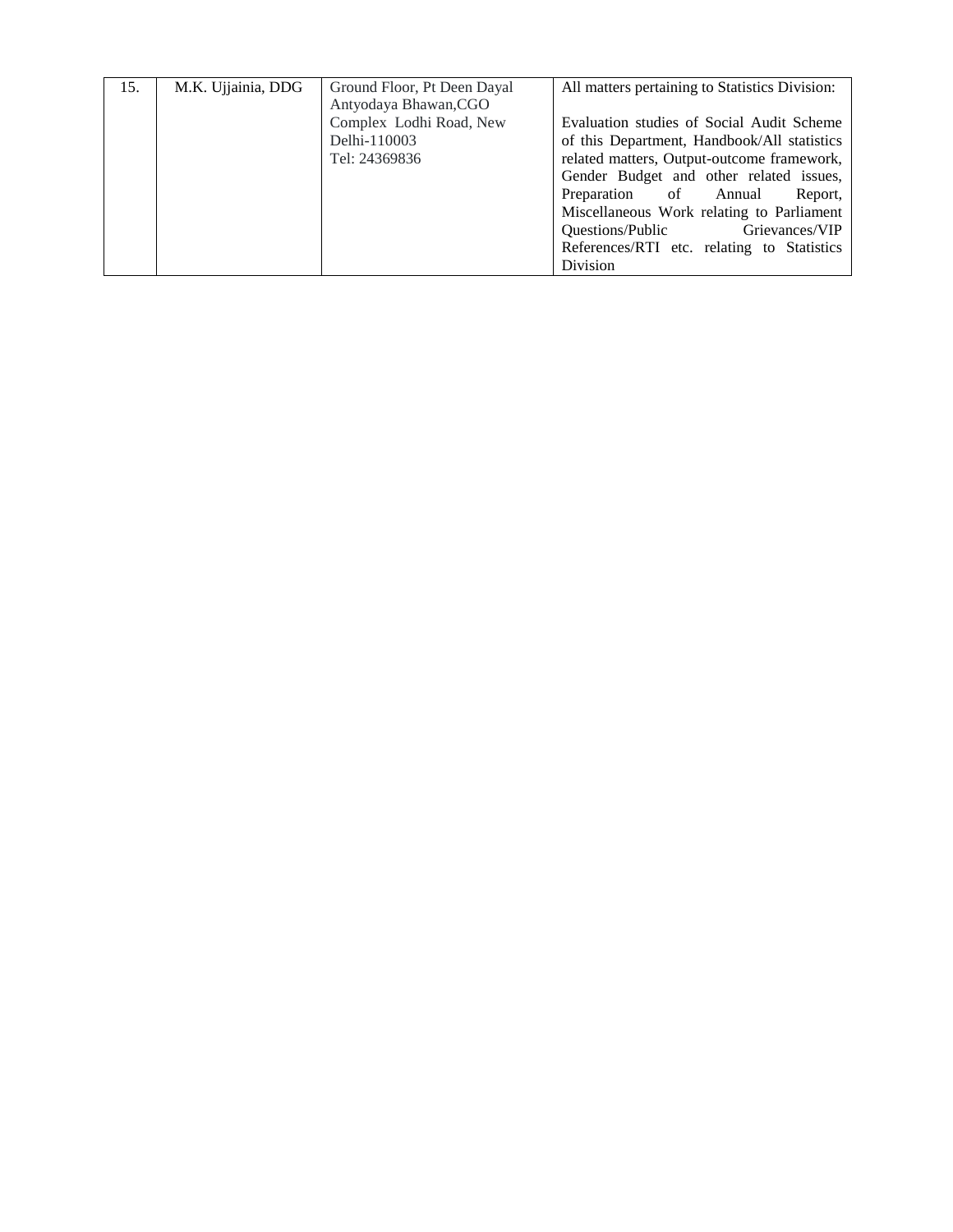| | | | |
|---|---|---|---|
| 15. | M.K. Ujjainia, DDG | Ground Floor, Pt Deen Dayal Antyodaya Bhawan,CGO Complex Lodhi Road, New Delhi-110003<br>Tel: 24369836 | All matters pertaining to Statistics Division:<br><br>Evaluation studies of Social Audit Scheme of this Department, Handbook/All statistics related matters, Output-outcome framework, Gender Budget and other related issues, Preparation of Annual Report, Miscellaneous Work relating to Parliament Questions/Public Grievances/VIP References/RTI etc. relating to Statistics Division |